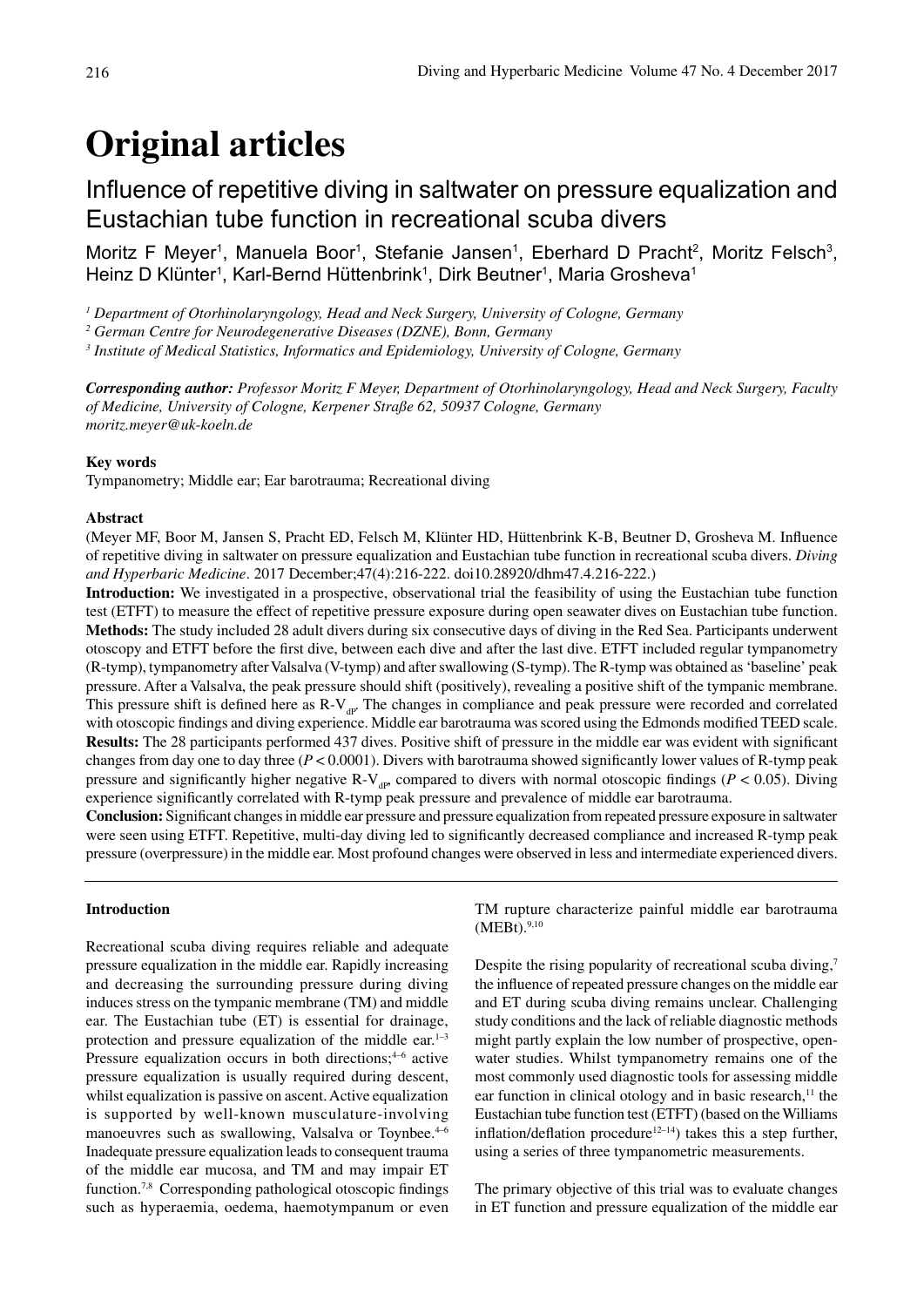# Original articles

## Influence of repetitive diving in saltwater on pressure equalization and Eustachian tube function in recreational scuba divers

Moritz F Meyer[1], Manuela Boor[1], Stefanie Jansen[1], Eberhard D Pracht[2], Moritz Felsch[3], Heinz D Klünter[1], Karl-Bernd Hüttenbrink[1], Dirk Beutner[1], Maria Grosheva[1]

*[1] Department of Otorhinolaryngology, Head and Neck Surgery, University of Cologne, Germany*
*[2] German Centre for Neurodegenerative Diseases (DZNE), Bonn, Germany*
*[3] Institute of Medical Statistics, Informatics and Epidemiology, University of Cologne, Germany*

***Corresponding author:*** *Professor Moritz F Meyer, Department of Otorhinolaryngology, Head and Neck Surgery, Faculty of Medicine, University of Cologne, Kerpener Straße 62, 50937 Cologne, Germany*
*moritz.meyer@uk-koeln.de*

**Key words**

Tympanometry; Middle ear; Ear barotrauma; Recreational diving

**Abstract**

(Meyer MF, Boor M, Jansen S, Pracht ED, Felsch M, Klünter HD, Hüttenbrink K-B, Beutner D, Grosheva M. Influence of repetitive diving in saltwater on pressure equalization and Eustachian tube function in recreational scuba divers. *Diving and Hyperbaric Medicine*. 2017 December;47(4):216-222. doi10.28920/dhm47.4.216-222.)

**Introduction:** We investigated in a prospective, observational trial the feasibility of using the Eustachian tube function test (ETFT) to measure the effect of repetitive pressure exposure during open seawater dives on Eustachian tube function.
**Methods:** The study included 28 adult divers during six consecutive days of diving in the Red Sea. Participants underwent otoscopy and ETFT before the first dive, between each dive and after the last dive. ETFT included regular tympanometry (R-tymp), tympanometry after Valsalva (V-tymp) and after swallowing (S-tymp). The R-tymp was obtained as 'baseline' peak pressure. After a Valsalva, the peak pressure should shift (positively), revealing a positive shift of the tympanic membrane. This pressure shift is defined here as R-$V_{dP}$. The changes in compliance and peak pressure were recorded and correlated with otoscopic findings and diving experience. Middle ear barotrauma was scored using the Edmonds modified TEED scale.
**Results:** The 28 participants performed 437 dives. Positive shift of pressure in the middle ear was evident with significant changes from day one to day three ($P < 0.0001$). Divers with barotrauma showed significantly lower values of R-tymp peak pressure and significantly higher negative R-$V_{dP}$, compared to divers with normal otoscopic findings ($P < 0.05$). Diving experience significantly correlated with R-tymp peak pressure and prevalence of middle ear barotrauma.
**Conclusion:** Significant changes in middle ear pressure and pressure equalization from repeated pressure exposure in saltwater were seen using ETFT. Repetitive, multi-day diving led to significantly decreased compliance and increased R-tymp peak pressure (overpressure) in the middle ear. Most profound changes were observed in less and intermediate experienced divers.

**Introduction**

Recreational scuba diving requires reliable and adequate pressure equalization in the middle ear. Rapidly increasing and decreasing the surrounding pressure during diving induces stress on the tympanic membrane (TM) and middle ear. The Eustachian tube (ET) is essential for drainage, protection and pressure equalization of the middle ear.[1–3] Pressure equalization occurs in both directions;[4–6] active pressure equalization is usually required during descent, whilst equalization is passive on ascent. Active equalization is supported by well-known musculature-involving manoeuvres such as swallowing, Valsalva or Toynbee.[4–6] Inadequate pressure equalization leads to consequent trauma of the middle ear mucosa, and TM and may impair ET function.[7,8] Corresponding pathological otoscopic findings such as hyperaemia, oedema, haemotympanum or even TM rupture characterize painful middle ear barotrauma (MEBt).[9,10]

Despite the rising popularity of recreational scuba diving,[7] the influence of repeated pressure changes on the middle ear and ET during scuba diving remains unclear. Challenging study conditions and the lack of reliable diagnostic methods might partly explain the low number of prospective, open-water studies. Whilst tympanometry remains one of the most commonly used diagnostic tools for assessing middle ear function in clinical otology and in basic research,[11] the Eustachian tube function test (ETFT) (based on the Williams inflation/deflation procedure[12–14]) takes this a step further, using a series of three tympanometric measurements.

The primary objective of this trial was to evaluate changes in ET function and pressure equalization of the middle ear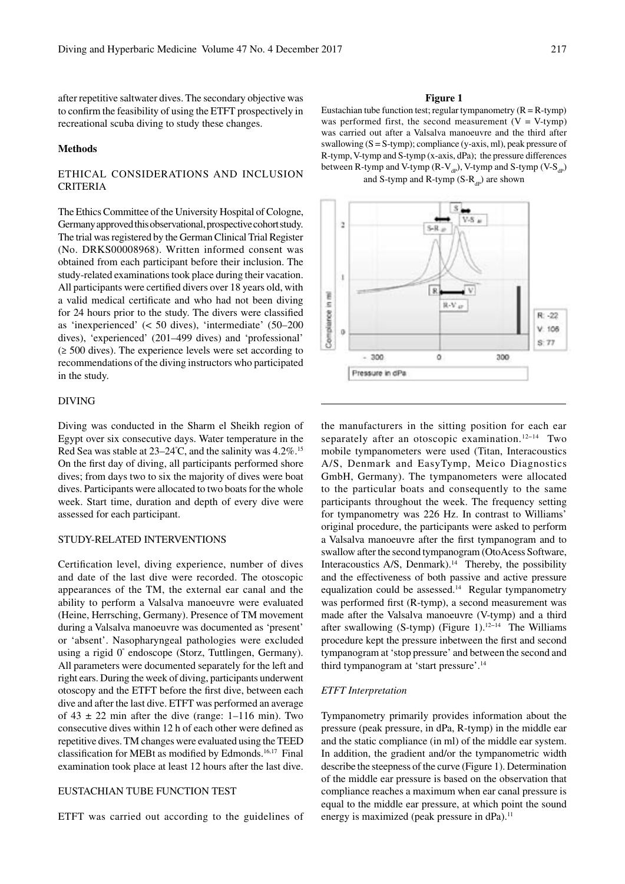after repetitive saltwater dives. The secondary objective was to confirm the feasibility of using the ETFT prospectively in recreational scuba diving to study these changes.

## Methods

### ETHICAL CONSIDERATIONS AND INCLUSION CRITERIA

The Ethics Committee of the University Hospital of Cologne, Germany approved this observational, prospective cohort study. The trial was registered by the German Clinical Trial Register (No. DRKS00008968). Written informed consent was obtained from each participant before their inclusion. The study-related examinations took place during their vacation. All participants were certified divers over 18 years old, with a valid medical certificate and who had not been diving for 24 hours prior to the study. The divers were classified as 'inexperienced' (< 50 dives), 'intermediate' (50–200 dives), 'experienced' (201–499 dives) and 'professional' (≥ 500 dives). The experience levels were set according to recommendations of the diving instructors who participated in the study.

### DIVING

Diving was conducted in the Sharm el Sheikh region of Egypt over six consecutive days. Water temperature in the Red Sea was stable at 23–24°C, and the salinity was 4.2%.[15] On the first day of diving, all participants performed shore dives; from days two to six the majority of dives were boat dives. Participants were allocated to two boats for the whole week. Start time, duration and depth of every dive were assessed for each participant.

### STUDY-RELATED INTERVENTIONS

Certification level, diving experience, number of dives and date of the last dive were recorded. The otoscopic appearances of the TM, the external ear canal and the ability to perform a Valsalva manoeuvre were evaluated (Heine, Herrsching, Germany). Presence of TM movement during a Valsalva manoeuvre was documented as 'present' or 'absent'. Nasopharyngeal pathologies were excluded using a rigid 0° endoscope (Storz, Tuttlingen, Germany). All parameters were documented separately for the left and right ears. During the week of diving, participants underwent otoscopy and the ETFT before the first dive, between each dive and after the last dive. ETFT was performed an average of 43 ± 22 min after the dive (range: 1–116 min). Two consecutive dives within 12 h of each other were defined as repetitive dives. TM changes were evaluated using the TEED classification for MEBt as modified by Edmonds.[16,17] Final examination took place at least 12 hours after the last dive.

### EUSTACHIAN TUBE FUNCTION TEST

ETFT was carried out according to the guidelines of the manufacturers in the sitting position for each ear separately after an otoscopic examination.[12–14] Two mobile tympanometers were used (Titan, Interacoustics A/S, Denmark and EasyTymp, Meico Diagnostics GmbH, Germany). The tympanometers were allocated to the particular boats and consequently to the same participants throughout the week. The frequency setting for tympanometry was 226 Hz. In contrast to Williams' original procedure, the participants were asked to perform a Valsalva manoeuvre after the first tympanogram and to swallow after the second tympanogram (OtoAcess Software, Interacoustics A/S, Denmark).[14] Thereby, the possibility and the effectiveness of both passive and active pressure equalization could be assessed.[14] Regular tympanometry was performed first (R-tymp), a second measurement was made after the Valsalva manoeuvre (V-tymp) and a third after swallowing (S-tymp) (Figure 1).[12–14] The Williams procedure kept the pressure inbetween the first and second tympanogram at 'stop pressure' and between the second and third tympanogram at 'start pressure'.[14]

**Figure 1**

Eustachian tube function test; regular tympanometry (R = R-tymp) was performed first, the second measurement (V = V-tymp) was carried out after a Valsalva manoeuvre and the third after swallowing (S = S-tymp); compliance (y-axis, ml), peak pressure of R-tymp, V-tymp and S-tymp (x-axis, dPa); the pressure differences between R-tymp and V-tymp ($R\text{-}V_{dP}$), V-tymp and S-tymp ($V\text{-}S_{dP}$) and S-tymp and R-tymp ($S\text{-}R_{dP}$) are shown

#### *ETFT Interpretation*

Tympanometry primarily provides information about the pressure (peak pressure, in dPa, R-tymp) in the middle ear and the static compliance (in ml) of the middle ear system. In addition, the gradient and/or the tympanometric width describe the steepness of the curve (Figure 1). Determination of the middle ear pressure is based on the observation that compliance reaches a maximum when ear canal pressure is equal to the middle ear pressure, at which point the sound energy is maximized (peak pressure in dPa).[11]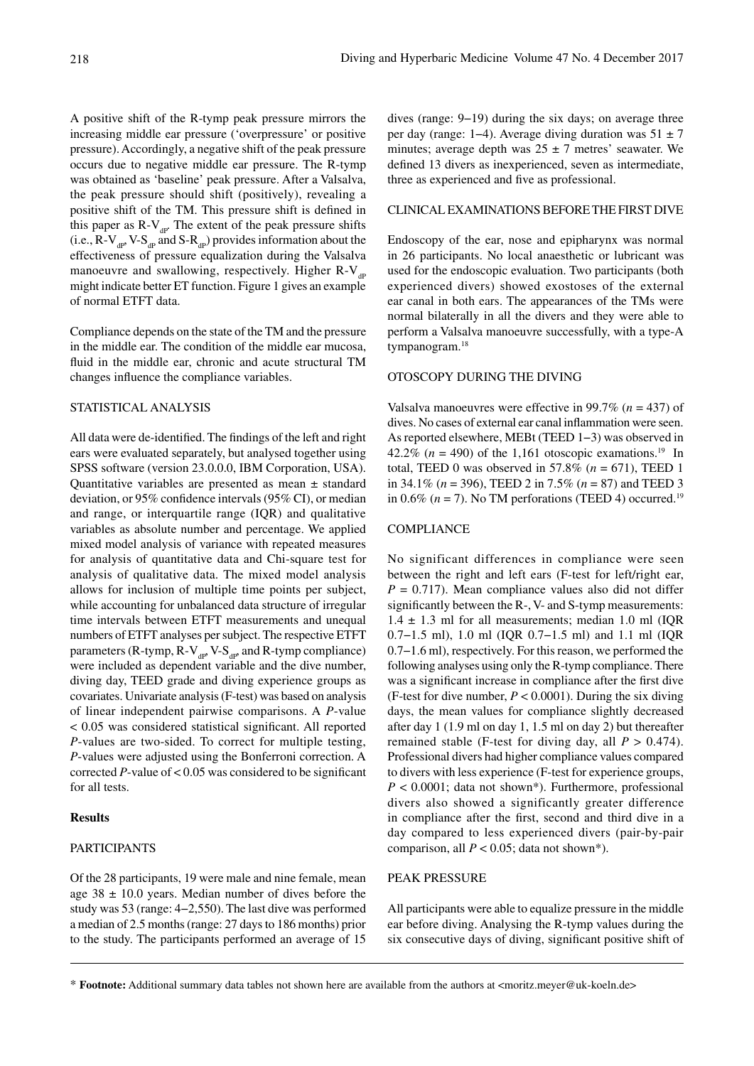A positive shift of the R-tymp peak pressure mirrors the increasing middle ear pressure ('overpressure' or positive pressure). Accordingly, a negative shift of the peak pressure occurs due to negative middle ear pressure. The R-tymp was obtained as 'baseline' peak pressure. After a Valsalva, the peak pressure should shift (positively), revealing a positive shift of the TM. This pressure shift is defined in this paper as R-$V_{dP}$. The extent of the peak pressure shifts (i.e., R-$V_{dP}$, V-$S_{dP}$ and S-$R_{dP}$) provides information about the effectiveness of pressure equalization during the Valsalva manoeuvre and swallowing, respectively. Higher R-$V_{dP}$ might indicate better ET function. Figure 1 gives an example of normal ETFT data.

Compliance depends on the state of the TM and the pressure in the middle ear. The condition of the middle ear mucosa, fluid in the middle ear, chronic and acute structural TM changes influence the compliance variables.

## STATISTICAL ANALYSIS

All data were de-identified. The findings of the left and right ears were evaluated separately, but analysed together using SPSS software (version 23.0.0.0, IBM Corporation, USA). Quantitative variables are presented as mean ± standard deviation, or 95% confidence intervals (95% CI), or median and range, or interquartile range (IQR) and qualitative variables as absolute number and percentage. We applied mixed model analysis of variance with repeated measures for analysis of quantitative data and Chi-square test for analysis of qualitative data. The mixed model analysis allows for inclusion of multiple time points per subject, while accounting for unbalanced data structure of irregular time intervals between ETFT measurements and unequal numbers of ETFT analyses per subject. The respective ETFT parameters (R-tymp, R-$V_{dP}$, V-$S_{dP}$, and R-tymp compliance) were included as dependent variable and the dive number, diving day, TEED grade and diving experience groups as covariates. Univariate analysis (F-test) was based on analysis of linear independent pairwise comparisons. A *P*-value < 0.05 was considered statistical significant. All reported *P*-values are two-sided. To correct for multiple testing, *P*-values were adjusted using the Bonferroni correction. A corrected *P*-value of < 0.05 was considered to be significant for all tests.

# Results

## PARTICIPANTS

Of the 28 participants, 19 were male and nine female, mean age 38 ± 10.0 years. Median number of dives before the study was 53 (range: 4–2,550). The last dive was performed a median of 2.5 months (range: 27 days to 186 months) prior to the study. The participants performed an average of 15 dives (range: 9–19) during the six days; on average three per day (range: 1–4). Average diving duration was 51 ± 7 minutes; average depth was 25 ± 7 metres' seawater. We defined 13 divers as inexperienced, seven as intermediate, three as experienced and five as professional.

## CLINICAL EXAMINATIONS BEFORE THE FIRST DIVE

Endoscopy of the ear, nose and epipharynx was normal in 26 participants. No local anaesthetic or lubricant was used for the endoscopic evaluation. Two participants (both experienced divers) showed exostoses of the external ear canal in both ears. The appearances of the TMs were normal bilaterally in all the divers and they were able to perform a Valsalva manoeuvre successfully, with a type-A tympanogram.[18]

## OTOSCOPY DURING THE DIVING

Valsalva manoeuvres were effective in 99.7% ($n = 437$) of dives. No cases of external ear canal inflammation were seen. As reported elsewhere, MEBt (TEED 1–3) was observed in 42.2% ($n = 490$) of the 1,161 otoscopic examinations.[19] In total, TEED 0 was observed in 57.8% ($n = 671$), TEED 1 in 34.1% ($n = 396$), TEED 2 in 7.5% ($n = 87$) and TEED 3 in 0.6% ($n = 7$). No TM perforations (TEED 4) occurred.[19]

## COMPLIANCE

No significant differences in compliance were seen between the right and left ears (F-test for left/right ear, $P = 0.717$). Mean compliance values also did not differ significantly between the R-, V- and S-tymp measurements: 1.4 ± 1.3 ml for all measurements; median 1.0 ml (IQR 0.7–1.5 ml), 1.0 ml (IQR 0.7–1.5 ml) and 1.1 ml (IQR 0.7–1.6 ml), respectively. For this reason, we performed the following analyses using only the R-tymp compliance. There was a significant increase in compliance after the first dive (F-test for dive number, $P < 0.0001$). During the six diving days, the mean values for compliance slightly decreased after day 1 (1.9 ml on day 1, 1.5 ml on day 2) but thereafter remained stable (F-test for diving day, all $P > 0.474$). Professional divers had higher compliance values compared to divers with less experience (F-test for experience groups, $P < 0.0001$; data not shown*). Furthermore, professional divers also showed a significantly greater difference in compliance after the first, second and third dive in a day compared to less experienced divers (pair-by-pair comparison, all $P < 0.05$; data not shown*).

## PEAK PRESSURE

All participants were able to equalize pressure in the middle ear before diving. Analysing the R-tymp values during the six consecutive days of diving, significant positive shift of

* **Footnote:** Additional summary data tables not shown here are available from the authors at <moritz.meyer@uk-koeln.de>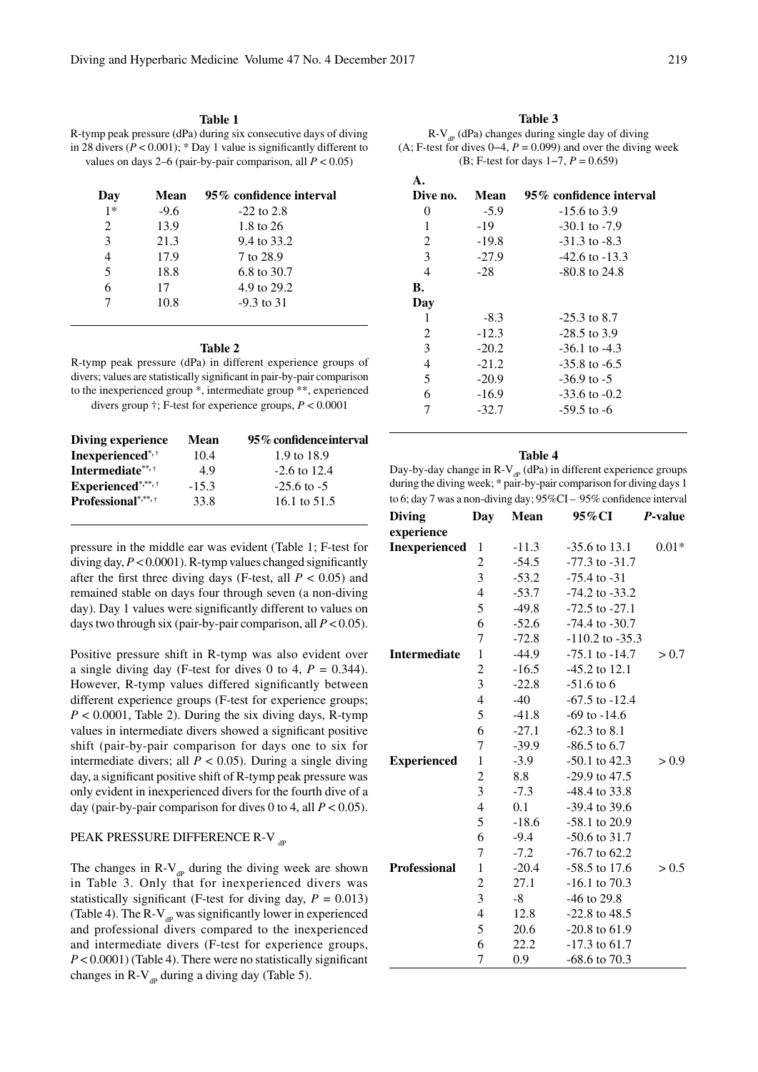**Table 1**
R-tymp peak pressure (dPa) during six consecutive days of diving in 28 divers ($P < 0.001$); * Day 1 value is significantly different to values on days 2–6 (pair-by-pair comparison, all $P < 0.05$)

| Day | Mean | 95% confidence interval |
|---|---|---|
| 1* | -9.6 | -22 to 2.8 |
| 2 | 13.9 | 1.8 to 26 |
| 3 | 21.3 | 9.4 to 33.2 |
| 4 | 17.9 | 7 to 28.9 |
| 5 | 18.8 | 6.8 to 30.7 |
| 6 | 17 | 4.9 to 29.2 |
| 7 | 10.8 | -9.3 to 31 |

**Table 2**
R-tymp peak pressure (dPa) in different experience groups of divers; values are statistically significant in pair-by-pair comparison to the inexperienced group *, intermediate group **, experienced divers group †; F-test for experience groups, $P < 0.0001$

| Diving experience | Mean | 95% confidence interval |
|---|---|---|
| **Inexperienced*,†** | 10.4 | 1.9 to 18.9 |
| **Intermediate**,†** | 4.9 | -2.6 to 12.4 |
| **Experienced*,**,†** | -15.3 | -25.6 to -5 |
| **Professional*,**,†** | 33.8 | 16.1 to 51.5 |

pressure in the middle ear was evident (Table 1; F-test for diving day, $P < 0.0001$). R-tymp values changed significantly after the first three diving days (F-test, all $P < 0.05$) and remained stable on days four through seven (a non-diving day). Day 1 values were significantly different to values on days two through six (pair-by-pair comparison, all $P < 0.05$).

Positive pressure shift in R-tymp was also evident over a single diving day (F-test for dives 0 to 4, $P = 0.344$). However, R-tymp values differed significantly between different experience groups (F-test for experience groups; $P < 0.0001$, Table 2). During the six diving days, R-tymp values in intermediate divers showed a significant positive shift (pair-by-pair comparison for days one to six for intermediate divers; all $P < 0.05$). During a single diving day, a significant positive shift of R-tymp peak pressure was only evident in inexperienced divers for the fourth dive of a day (pair-by-pair comparison for dives 0 to 4, all $P < 0.05$).

### PEAK PRESSURE DIFFERENCE R-V$_{dP}$

The changes in R-V$_{dP}$ during the diving week are shown in Table 3. Only that for inexperienced divers was statistically significant (F-test for diving day, $P = 0.013$) (Table 4). The R-V$_{dP}$ was significantly lower in experienced and professional divers compared to the inexperienced and intermediate divers (F-test for experience groups, $P < 0.0001$) (Table 4). There were no statistically significant changes in R-V$_{dP}$ during a diving day (Table 5).

**Table 3**
R-V$_{dP}$ (dPa) changes during single day of diving (A; F-test for dives 0–4, $P = 0.099$) and over the diving week (B; F-test for days 1–7, $P = 0.659$)

| | Mean | 95% confidence interval |
|---|---|---|
| **A.** | | |
| **Dive no.** | | |
| 0 | -5.9 | -15.6 to 3.9 |
| 1 | -19 | -30.1 to -7.9 |
| 2 | -19.8 | -31.3 to -8.3 |
| 3 | -27.9 | -42.6 to -13.3 |
| 4 | -28 | -80.8 to 24.8 |
| **B.** | | |
| **Day** | | |
| 1 | -8.3 | -25.3 to 8.7 |
| 2 | -12.3 | -28.5 to 3.9 |
| 3 | -20.2 | -36.1 to -4.3 |
| 4 | -21.2 | -35.8 to -6.5 |
| 5 | -20.9 | -36.9 to -5 |
| 6 | -16.9 | -33.6 to -0.2 |
| 7 | -32.7 | -59.5 to -6 |

**Table 4**
Day-by-day change in R-V$_{dP}$ (dPa) in different experience groups during the diving week; * pair-by-pair comparison for diving days 1 to 6; day 7 was a non-diving day; 95%CI – 95% confidence interval

| Diving experience | Day | Mean | 95%CI | *P*-value |
|---|---|---|---|---|
| **Inexperienced** | 1 | -11.3 | -35.6 to 13.1 | 0.01* |
| | 2 | -54.5 | -77.3 to -31.7 | |
| | 3 | -53.2 | -75.4 to -31 | |
| | 4 | -53.7 | -74.2 to -33.2 | |
| | 5 | -49.8 | -72.5 to -27.1 | |
| | 6 | -52.6 | -74.4 to -30.7 | |
| | 7 | -72.8 | -110.2 to -35.3 | |
| **Intermediate** | 1 | -44.9 | -75.1 to -14.7 | > 0.7 |
| | 2 | -16.5 | -45.2 to 12.1 | |
| | 3 | -22.8 | -51.6 to 6 | |
| | 4 | -40 | -67.5 to -12.4 | |
| | 5 | -41.8 | -69 to -14.6 | |
| | 6 | -27.1 | -62.3 to 8.1 | |
| | 7 | -39.9 | -86.5 to 6.7 | |
| **Experienced** | 1 | -3.9 | -50.1 to 42.3 | > 0.9 |
| | 2 | 8.8 | -29.9 to 47.5 | |
| | 3 | -7.3 | -48.4 to 33.8 | |
| | 4 | 0.1 | -39.4 to 39.6 | |
| | 5 | -18.6 | -58.1 to 20.9 | |
| | 6 | -9.4 | -50.6 to 31.7 | |
| | 7 | -7.2 | -76.7 to 62.2 | |
| **Professional** | 1 | -20.4 | -58.5 to 17.6 | > 0.5 |
| | 2 | 27.1 | -16.1 to 70.3 | |
| | 3 | -8 | -46 to 29.8 | |
| | 4 | 12.8 | -22.8 to 48.5 | |
| | 5 | 20.6 | -20.8 to 61.9 | |
| | 6 | 22.2 | -17.3 to 61.7 | |
| | 7 | 0.9 | -68.6 to 70.3 | |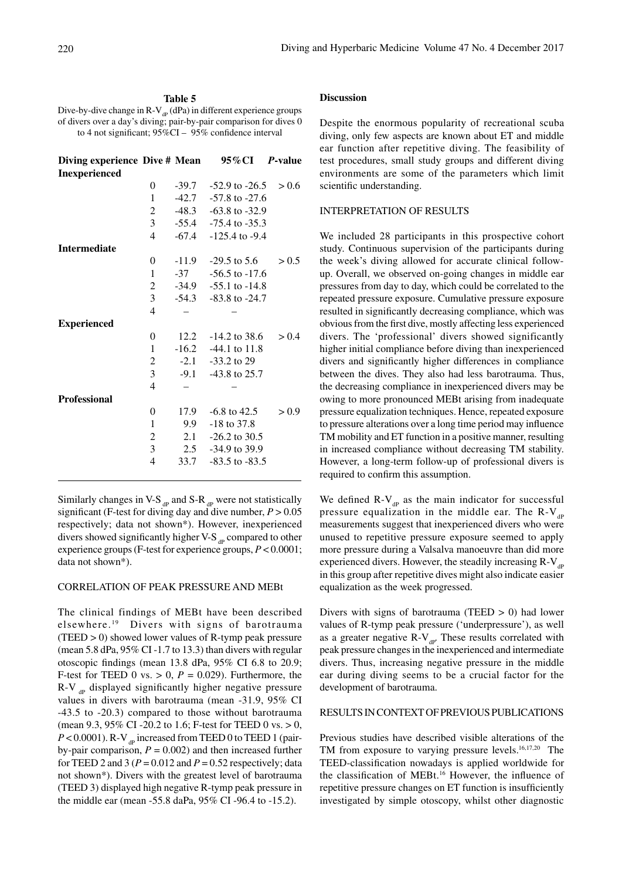**Table 5**

Dive-by-dive change in R-$V_{dP}$ (dPa) in different experience groups of divers over a day's diving; pair-by-pair comparison for dives 0 to 4 not significant; 95%CI – 95% confidence interval

| Diving experience | Dive # | Mean | 95%CI | *P*-value |
|---|---|---|---|---|
| **Inexperienced** | | | | |
| | 0 | -39.7 | -52.9 to -26.5 | > 0.6 |
| | 1 | -42.7 | -57.8 to -27.6 | |
| | 2 | -48.3 | -63.8 to -32.9 | |
| | 3 | -55.4 | -75.4 to -35.3 | |
| | 4 | -67.4 | -125.4 to -9.4 | |
| **Intermediate** | | | | |
| | 0 | -11.9 | -29.5 to 5.6 | > 0.5 |
| | 1 | -37 | -56.5 to -17.6 | |
| | 2 | -34.9 | -55.1 to -14.8 | |
| | 3 | -54.3 | -83.8 to -24.7 | |
| | 4 | – | – | |
| **Experienced** | | | | |
| | 0 | 12.2 | -14.2 to 38.6 | > 0.4 |
| | 1 | -16.2 | -44.1 to 11.8 | |
| | 2 | -2.1 | -33.2 to 29 | |
| | 3 | -9.1 | -43.8 to 25.7 | |
| | 4 | – | – | |
| **Professional** | | | | |
| | 0 | 17.9 | -6.8 to 42.5 | > 0.9 |
| | 1 | 9.9 | -18 to 37.8 | |
| | 2 | 2.1 | -26.2 to 30.5 | |
| | 3 | 2.5 | -34.9 to 39.9 | |
| | 4 | 33.7 | -83.5 to -83.5 | |

Similarly changes in V-$S_{dP}$ and S-$R_{dP}$ were not statistically significant (F-test for diving day and dive number, $P > 0.05$ respectively; data not shown*). However, inexperienced divers showed significantly higher V-$S_{dP}$ compared to other experience groups (F-test for experience groups, $P < 0.0001$; data not shown*).

### CORRELATION OF PEAK PRESSURE AND MEBt

The clinical findings of MEBt have been described elsewhere.[19] Divers with signs of barotrauma (TEED > 0) showed lower values of R-tymp peak pressure (mean 5.8 dPa, 95% CI -1.7 to 13.3) than divers with regular otoscopic findings (mean 13.8 dPa, 95% CI 6.8 to 20.9; F-test for TEED 0 vs. > 0, $P = 0.029$). Furthermore, the R-$V_{dP}$ displayed significantly higher negative pressure values in divers with barotrauma (mean -31.9, 95% CI -43.5 to -20.3) compared to those without barotrauma (mean 9.3, 95% CI -20.2 to 1.6; F-test for TEED 0 vs. > 0, $P < 0.0001$). R-$V_{dP}$ increased from TEED 0 to TEED 1 (pair-by-pair comparison, $P = 0.002$) and then increased further for TEED 2 and 3 ($P = 0.012$ and $P = 0.52$ respectively; data not shown*). Divers with the greatest level of barotrauma (TEED 3) displayed high negative R-tymp peak pressure in the middle ear (mean -55.8 daPa, 95% CI -96.4 to -15.2).

## Discussion

Despite the enormous popularity of recreational scuba diving, only few aspects are known about ET and middle ear function after repetitive diving. The feasibility of test procedures, small study groups and different diving environments are some of the parameters which limit scientific understanding.

### INTERPRETATION OF RESULTS

We included 28 participants in this prospective cohort study. Continuous supervision of the participants during the week's diving allowed for accurate clinical follow-up. Overall, we observed on-going changes in middle ear pressures from day to day, which could be correlated to the repeated pressure exposure. Cumulative pressure exposure resulted in significantly decreasing compliance, which was obvious from the first dive, mostly affecting less experienced divers. The 'professional' divers showed significantly higher initial compliance before diving than inexperienced divers and significantly higher differences in compliance between the dives. They also had less barotrauma. Thus, the decreasing compliance in inexperienced divers may be owing to more pronounced MEBt arising from inadequate pressure equalization techniques. Hence, repeated exposure to pressure alterations over a long time period may influence TM mobility and ET function in a positive manner, resulting in increased compliance without decreasing TM stability. However, a long-term follow-up of professional divers is required to confirm this assumption.

We defined R-$V_{dP}$ as the main indicator for successful pressure equalization in the middle ear. The R-$V_{dP}$ measurements suggest that inexperienced divers who were unused to repetitive pressure exposure seemed to apply more pressure during a Valsalva manoeuvre than did more experienced divers. However, the steadily increasing R-$V_{dP}$ in this group after repetitive dives might also indicate easier equalization as the week progressed.

Divers with signs of barotrauma (TEED > 0) had lower values of R-tymp peak pressure ('underpressure'), as well as a greater negative R-$V_{dP}$. These results correlated with peak pressure changes in the inexperienced and intermediate divers. Thus, increasing negative pressure in the middle ear during diving seems to be a crucial factor for the development of barotrauma.

### RESULTS IN CONTEXT OF PREVIOUS PUBLICATIONS

Previous studies have described visible alterations of the TM from exposure to varying pressure levels.[16,17,20] The TEED-classification nowadays is applied worldwide for the classification of MEBt.[16] However, the influence of repetitive pressure changes on ET function is insufficiently investigated by simple otoscopy, whilst other diagnostic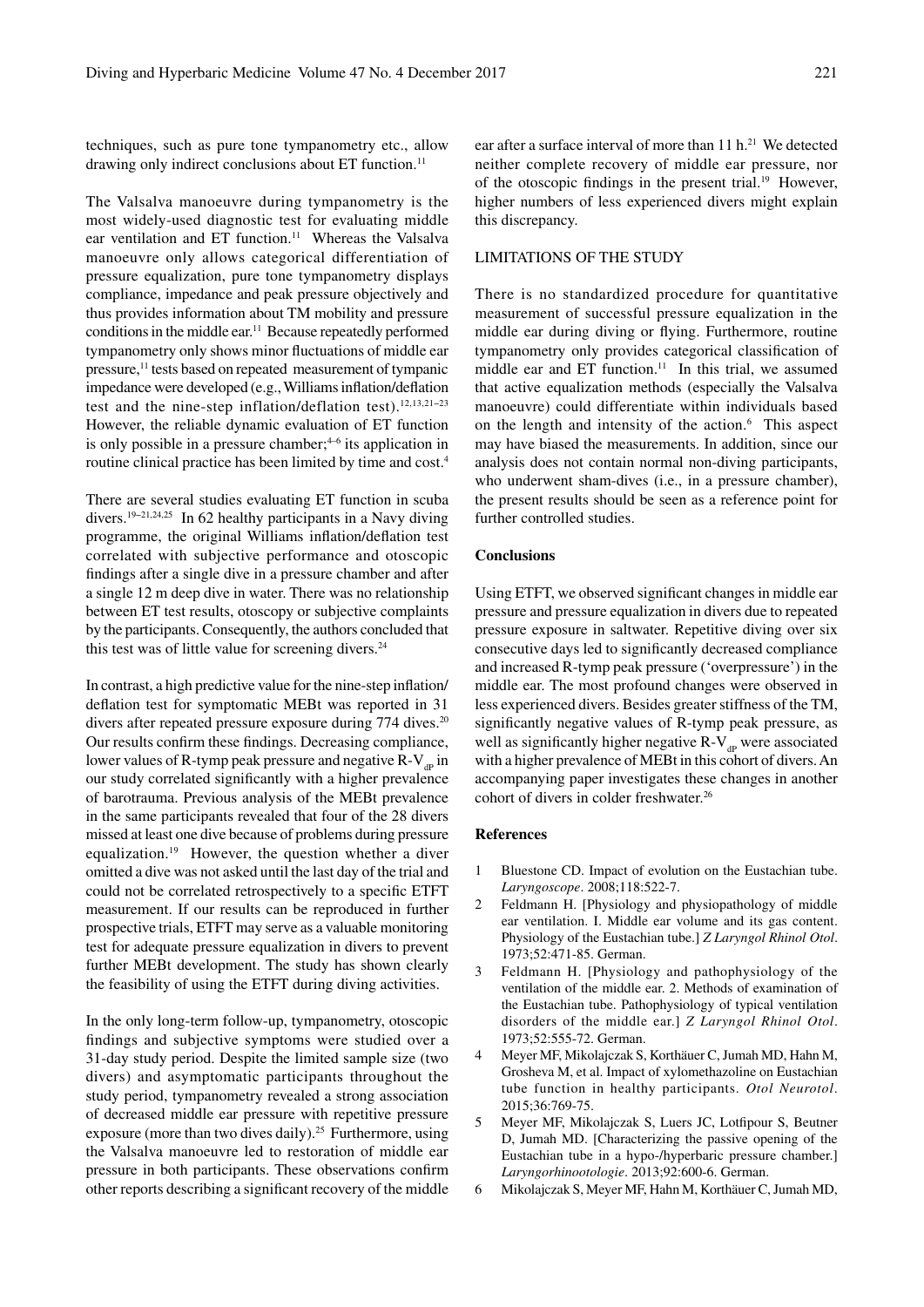techniques, such as pure tone tympanometry etc., allow drawing only indirect conclusions about ET function.[11]

The Valsalva manoeuvre during tympanometry is the most widely-used diagnostic test for evaluating middle ear ventilation and ET function.[11] Whereas the Valsalva manoeuvre only allows categorical differentiation of pressure equalization, pure tone tympanometry displays compliance, impedance and peak pressure objectively and thus provides information about TM mobility and pressure conditions in the middle ear.[11] Because repeatedly performed tympanometry only shows minor fluctuations of middle ear pressure,[11] tests based on repeated measurement of tympanic impedance were developed (e.g., Williams inflation/deflation test and the nine-step inflation/deflation test).[12,13,21–23] However, the reliable dynamic evaluation of ET function is only possible in a pressure chamber;[4–6] its application in routine clinical practice has been limited by time and cost.[4]

There are several studies evaluating ET function in scuba divers.[19–21,24,25] In 62 healthy participants in a Navy diving programme, the original Williams inflation/deflation test correlated with subjective performance and otoscopic findings after a single dive in a pressure chamber and after a single 12 m deep dive in water. There was no relationship between ET test results, otoscopy or subjective complaints by the participants. Consequently, the authors concluded that this test was of little value for screening divers.[24]

In contrast, a high predictive value for the nine-step inflation/deflation test for symptomatic MEBt was reported in 31 divers after repeated pressure exposure during 774 dives.[20] Our results confirm these findings. Decreasing compliance, lower values of R-tymp peak pressure and negative R-$V_{dP}$ in our study correlated significantly with a higher prevalence of barotrauma. Previous analysis of the MEBt prevalence in the same participants revealed that four of the 28 divers missed at least one dive because of problems during pressure equalization.[19] However, the question whether a diver omitted a dive was not asked until the last day of the trial and could not be correlated retrospectively to a specific ETFT measurement. If our results can be reproduced in further prospective trials, ETFT may serve as a valuable monitoring test for adequate pressure equalization in divers to prevent further MEBt development. The study has shown clearly the feasibility of using the ETFT during diving activities.

In the only long-term follow-up, tympanometry, otoscopic findings and subjective symptoms were studied over a 31-day study period. Despite the limited sample size (two divers) and asymptomatic participants throughout the study period, tympanometry revealed a strong association of decreased middle ear pressure with repetitive pressure exposure (more than two dives daily).[25] Furthermore, using the Valsalva manoeuvre led to restoration of middle ear pressure in both participants. These observations confirm other reports describing a significant recovery of the middle ear after a surface interval of more than 11 h.[21] We detected neither complete recovery of middle ear pressure, nor of the otoscopic findings in the present trial.[19] However, higher numbers of less experienced divers might explain this discrepancy.

## LIMITATIONS OF THE STUDY

There is no standardized procedure for quantitative measurement of successful pressure equalization in the middle ear during diving or flying. Furthermore, routine tympanometry only provides categorical classification of middle ear and ET function.[11] In this trial, we assumed that active equalization methods (especially the Valsalva manoeuvre) could differentiate within individuals based on the length and intensity of the action.[6] This aspect may have biased the measurements. In addition, since our analysis does not contain normal non-diving participants, who underwent sham-dives (i.e., in a pressure chamber), the present results should be seen as a reference point for further controlled studies.

## Conclusions

Using ETFT, we observed significant changes in middle ear pressure and pressure equalization in divers due to repeated pressure exposure in saltwater. Repetitive diving over six consecutive days led to significantly decreased compliance and increased R-tymp peak pressure ('overpressure') in the middle ear. The most profound changes were observed in less experienced divers. Besides greater stiffness of the TM, significantly negative values of R-tymp peak pressure, as well as significantly higher negative R-$V_{dP}$ were associated with a higher prevalence of MEBt in this cohort of divers. An accompanying paper investigates these changes in another cohort of divers in colder freshwater.[26]

## References

1. Bluestone CD. Impact of evolution on the Eustachian tube. *Laryngoscope*. 2008;118:522-7.
2. Feldmann H. [Physiology and physiopathology of middle ear ventilation. I. Middle ear volume and its gas content. Physiology of the Eustachian tube.] *Z Laryngol Rhinol Otol*. 1973;52:471-85. German.
3. Feldmann H. [Physiology and pathophysiology of the ventilation of the middle ear. 2. Methods of examination of the Eustachian tube. Pathophysiology of typical ventilation disorders of the middle ear.] *Z Laryngol Rhinol Otol*. 1973;52:555-72. German.
4. Meyer MF, Mikolajczak S, Korthäuer C, Jumah MD, Hahn M, Grosheva M, et al. Impact of xylomethazoline on Eustachian tube function in healthy participants. *Otol Neurotol*. 2015;36:769-75.
5. Meyer MF, Mikolajczak S, Luers JC, Lotfipour S, Beutner D, Jumah MD. [Characterizing the passive opening of the Eustachian tube in a hypo-/hyperbaric pressure chamber.] *Laryngorhinootologie*. 2013;92:600-6. German.
6. Mikolajczak S, Meyer MF, Hahn M, Korthäuer C, Jumah MD,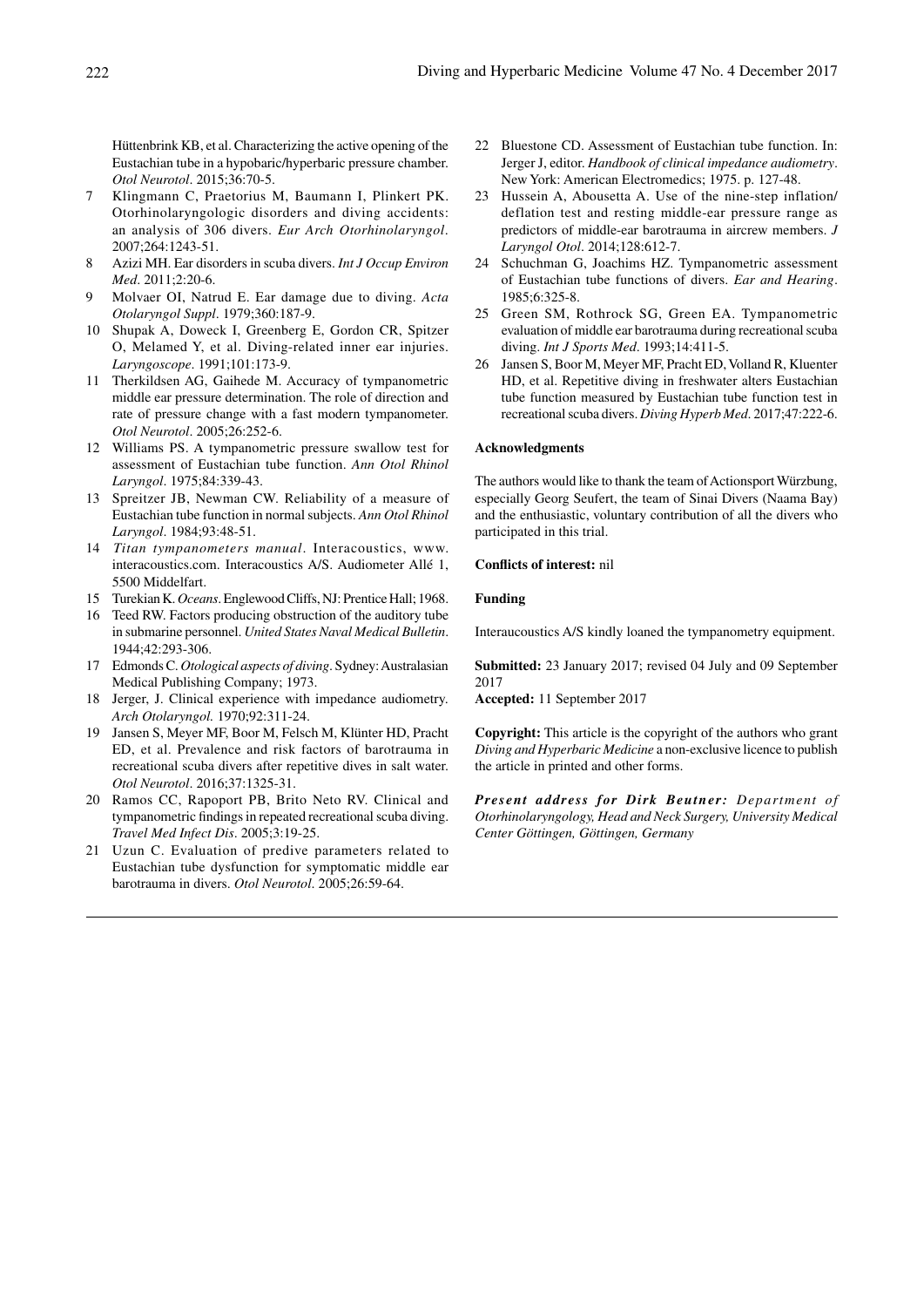Hüttenbrink KB, et al. Characterizing the active opening of the Eustachian tube in a hypobaric/hyperbaric pressure chamber. *Otol Neurotol*. 2015;36:70-5.

7 Klingmann C, Praetorius M, Baumann I, Plinkert PK. Otorhinolaryngologic disorders and diving accidents: an analysis of 306 divers. *Eur Arch Otorhinolaryngol*. 2007;264:1243-51.
8 Azizi MH. Ear disorders in scuba divers. *Int J Occup Environ Med*. 2011;2:20-6.
9 Molvaer OI, Natrud E. Ear damage due to diving. *Acta Otolaryngol Suppl*. 1979;360:187-9.
10 Shupak A, Doweck I, Greenberg E, Gordon CR, Spitzer O, Melamed Y, et al. Diving-related inner ear injuries. *Laryngoscope*. 1991;101:173-9.
11 Therkildsen AG, Gaihede M. Accuracy of tympanometric middle ear pressure determination. The role of direction and rate of pressure change with a fast modern tympanometer. *Otol Neurotol*. 2005;26:252-6.
12 Williams PS. A tympanometric pressure swallow test for assessment of Eustachian tube function. *Ann Otol Rhinol Laryngol*. 1975;84:339-43.
13 Spreitzer JB, Newman CW. Reliability of a measure of Eustachian tube function in normal subjects. *Ann Otol Rhinol Laryngol*. 1984;93:48-51.
14 *Titan tympanometers manual*. Interacoustics, www.interacoustics.com. Interacoustics A/S. Audiometer Allé 1, 5500 Middelfart.
15 Turekian K. *Oceans*. Englewood Cliffs, NJ: Prentice Hall; 1968.
16 Teed RW. Factors producing obstruction of the auditory tube in submarine personnel. *United States Naval Medical Bulletin*. 1944;42:293-306.
17 Edmonds C. *Otological aspects of diving*. Sydney: Australasian Medical Publishing Company; 1973.
18 Jerger, J. Clinical experience with impedance audiometry. *Arch Otolaryngol.* 1970;92:311-24.
19 Jansen S, Meyer MF, Boor M, Felsch M, Klünter HD, Pracht ED, et al. Prevalence and risk factors of barotrauma in recreational scuba divers after repetitive dives in salt water. *Otol Neurotol*. 2016;37:1325-31.
20 Ramos CC, Rapoport PB, Brito Neto RV. Clinical and tympanometric findings in repeated recreational scuba diving. *Travel Med Infect Dis*. 2005;3:19-25.
21 Uzun C. Evaluation of predive parameters related to Eustachian tube dysfunction for symptomatic middle ear barotrauma in divers. *Otol Neurotol*. 2005;26:59-64.
22 Bluestone CD. Assessment of Eustachian tube function. In: Jerger J, editor. *Handbook of clinical impedance audiometry*. New York: American Electromedics; 1975. p. 127-48.
23 Hussein A, Abousetta A. Use of the nine-step inflation/deflation test and resting middle-ear pressure range as predictors of middle-ear barotrauma in aircrew members. *J Laryngol Otol*. 2014;128:612-7.
24 Schuchman G, Joachims HZ. Tympanometric assessment of Eustachian tube functions of divers. *Ear and Hearing*. 1985;6:325-8.
25 Green SM, Rothrock SG, Green EA. Tympanometric evaluation of middle ear barotrauma during recreational scuba diving. *Int J Sports Med*. 1993;14:411-5.
26 Jansen S, Boor M, Meyer MF, Pracht ED, Volland R, Kluenter HD, et al. Repetitive diving in freshwater alters Eustachian tube function measured by Eustachian tube function test in recreational scuba divers. *Diving Hyperb Med*. 2017;47:222-6.

**Acknowledgments**

The authors would like to thank the team of Actionsport Würzbung, especially Georg Seufert, the team of Sinai Divers (Naama Bay) and the enthusiastic, voluntary contribution of all the divers who participated in this trial.

**Conflicts of interest:** nil

**Funding**

Interaucoustics A/S kindly loaned the tympanometry equipment.

**Submitted:** 23 January 2017; revised 04 July and 09 September 2017

**Accepted:** 11 September 2017

**Copyright:** This article is the copyright of the authors who grant *Diving and Hyperbaric Medicine* a non-exclusive licence to publish the article in printed and other forms.

***Present address for Dirk Beutner:*** *Department of Otorhinolaryngology, Head and Neck Surgery, University Medical Center Göttingen, Göttingen, Germany*